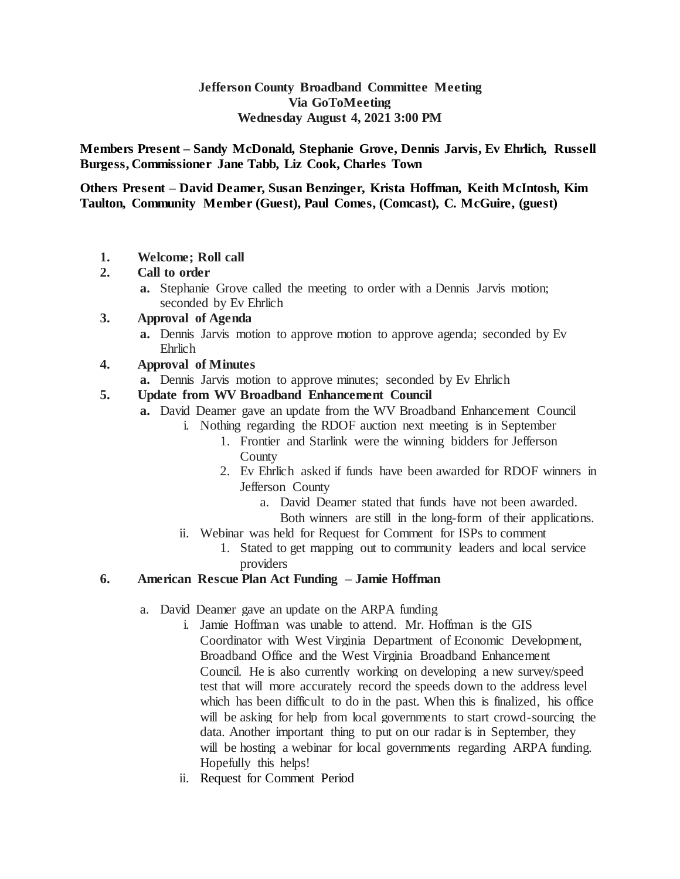**Jefferson County Broadband Committee Meeting**
**Via GoToMeeting**
**Wednesday August 4, 2021 3:00 PM**

**Members Present – Sandy McDonald, Stephanie Grove, Dennis Jarvis, Ev Ehrlich, Russell Burgess, Commissioner Jane Tabb, Liz Cook, Charles Town**

**Others Present – David Deamer, Susan Benzinger, Krista Hoffman, Keith McIntosh, Kim Taulton, Community Member (Guest), Paul Comes, (Comcast), C. McGuire, (guest)**

1. **Welcome; Roll call**
2. **Call to order**
   a. Stephanie Grove called the meeting to order with a Dennis Jarvis motion; seconded by Ev Ehrlich
3. **Approval of Agenda**
   a. Dennis Jarvis motion to approve motion to approve agenda; seconded by Ev Ehrlich
4. **Approval of Minutes**
   a. Dennis Jarvis motion to approve minutes; seconded by Ev Ehrlich
5. **Update from WV Broadband Enhancement Council**
   a. David Deamer gave an update from the WV Broadband Enhancement Council
      i. Nothing regarding the RDOF auction next meeting is in September
         1. Frontier and Starlink were the winning bidders for Jefferson County
         2. Ev Ehrlich asked if funds have been awarded for RDOF winners in Jefferson County
            a. David Deamer stated that funds have not been awarded. Both winners are still in the long-form of their applications.
      ii. Webinar was held for Request for Comment for ISPs to comment
         1. Stated to get mapping out to community leaders and local service providers
6. **American Rescue Plan Act Funding – Jamie Hoffman**

   a. David Deamer gave an update on the ARPA funding
      i. Jamie Hoffman was unable to attend. Mr. Hoffman is the GIS Coordinator with West Virginia Department of Economic Development, Broadband Office and the West Virginia Broadband Enhancement Council. He is also currently working on developing a new survey/speed test that will more accurately record the speeds down to the address level which has been difficult to do in the past. When this is finalized, his office will be asking for help from local governments to start crowd-sourcing the data. Another important thing to put on our radar is in September, they will be hosting a webinar for local governments regarding ARPA funding. Hopefully this helps!
      ii. Request for Comment Period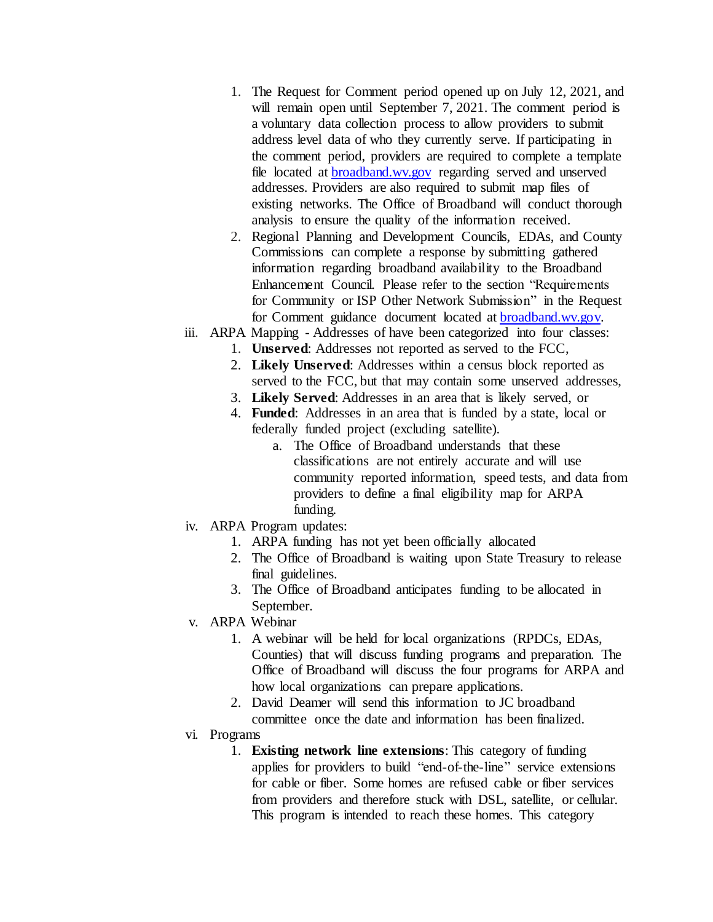1. The Request for Comment period opened up on July 12, 2021, and will remain open until September 7, 2021. The comment period is a voluntary data collection process to allow providers to submit address level data of who they currently serve. If participating in the comment period, providers are required to complete a template file located at [broadband.wv.gov](broadband.wv.gov) regarding served and unserved addresses. Providers are also required to submit map files of existing networks. The Office of Broadband will conduct thorough analysis to ensure the quality of the information received.
2. Regional Planning and Development Councils, EDAs, and County Commissions can complete a response by submitting gathered information regarding broadband availability to the Broadband Enhancement Council. Please refer to the section "Requirements for Community or ISP Other Network Submission" in the Request for Comment guidance document located at [broadband.wv.gov](broadband.wv.gov).

iii. ARPA Mapping - Addresses of have been categorized into four classes:

1. **Unserved**: Addresses not reported as served to the FCC,
2. **Likely Unserved**: Addresses within a census block reported as served to the FCC, but that may contain some unserved addresses,
3. **Likely Served**: Addresses in an area that is likely served, or
4. **Funded**: Addresses in an area that is funded by a state, local or federally funded project (excluding satellite).
   a. The Office of Broadband understands that these classifications are not entirely accurate and will use community reported information, speed tests, and data from providers to define a final eligibility map for ARPA funding.

iv. ARPA Program updates:

1. ARPA funding has not yet been officially allocated
2. The Office of Broadband is waiting upon State Treasury to release final guidelines.
3. The Office of Broadband anticipates funding to be allocated in September.

v. ARPA Webinar

1. A webinar will be held for local organizations (RPDCs, EDAs, Counties) that will discuss funding programs and preparation. The Office of Broadband will discuss the four programs for ARPA and how local organizations can prepare applications.
2. David Deamer will send this information to JC broadband committee once the date and information has been finalized.

vi. Programs

1. **Existing network line extensions**: This category of funding applies for providers to build "end-of-the-line" service extensions for cable or fiber. Some homes are refused cable or fiber services from providers and therefore stuck with DSL, satellite, or cellular. This program is intended to reach these homes. This category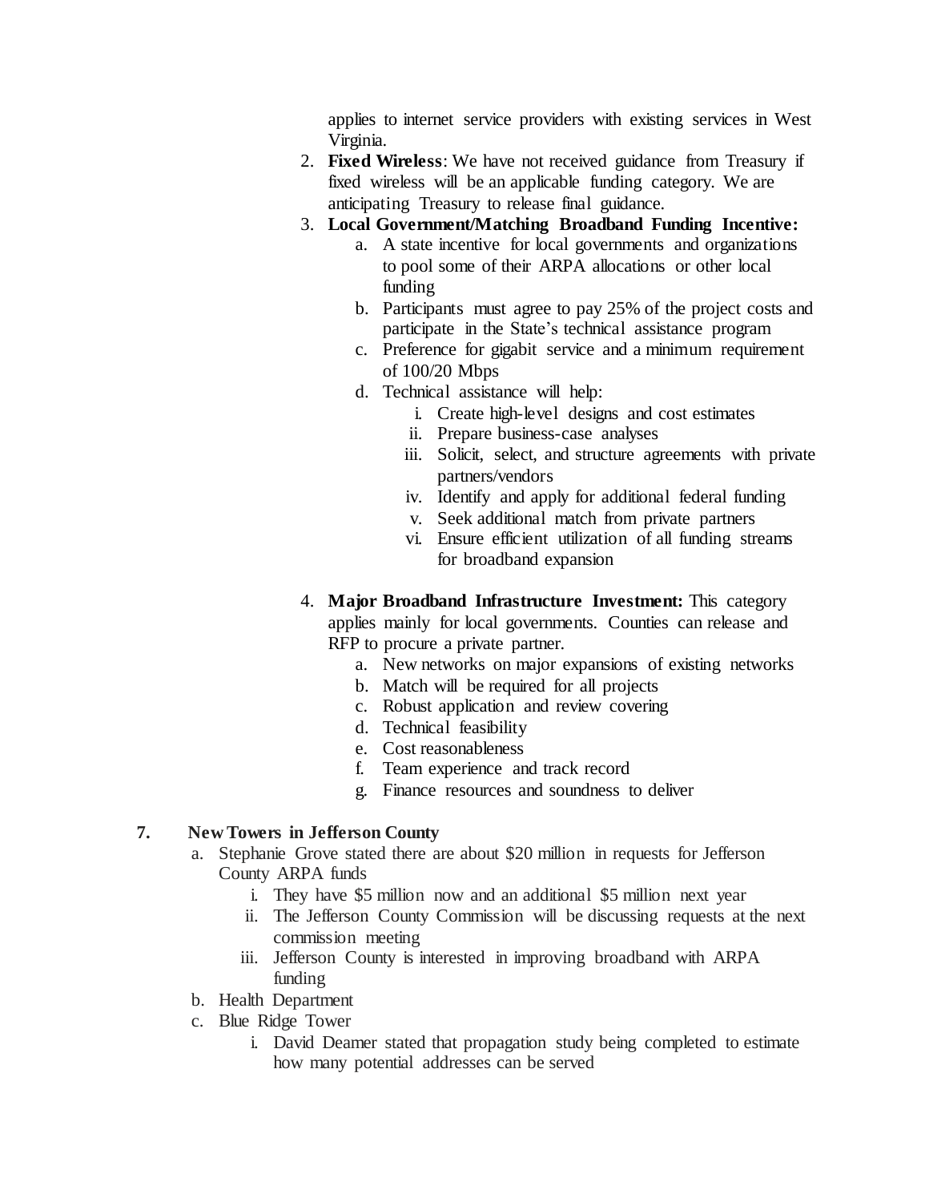applies to internet service providers with existing services in West Virginia.

2. **Fixed Wireless**: We have not received guidance from Treasury if fixed wireless will be an applicable funding category. We are anticipating Treasury to release final guidance.
3. **Local Government/Matching Broadband Funding Incentive:**
    a. A state incentive for local governments and organizations to pool some of their ARPA allocations or other local funding
    b. Participants must agree to pay 25% of the project costs and participate in the State's technical assistance program
    c. Preference for gigabit service and a minimum requirement of 100/20 Mbps
    d. Technical assistance will help:
        i. Create high-level designs and cost estimates
        ii. Prepare business-case analyses
        iii. Solicit, select, and structure agreements with private partners/vendors
        iv. Identify and apply for additional federal funding
        v. Seek additional match from private partners
        vi. Ensure efficient utilization of all funding streams for broadband expansion

4. **Major Broadband Infrastructure Investment:** This category applies mainly for local governments. Counties can release and RFP to procure a private partner.
    a. New networks on major expansions of existing networks
    b. Match will be required for all projects
    c. Robust application and review covering
    d. Technical feasibility
    e. Cost reasonableness
    f. Team experience and track record
    g. Finance resources and soundness to deliver

**7. New Towers in Jefferson County**

a. Stephanie Grove stated there are about $20 million in requests for Jefferson County ARPA funds
    i. They have $5 million now and an additional $5 million next year
    ii. The Jefferson County Commission will be discussing requests at the next commission meeting
    iii. Jefferson County is interested in improving broadband with ARPA funding

b. Health Department

c. Blue Ridge Tower
    i. David Deamer stated that propagation study being completed to estimate how many potential addresses can be served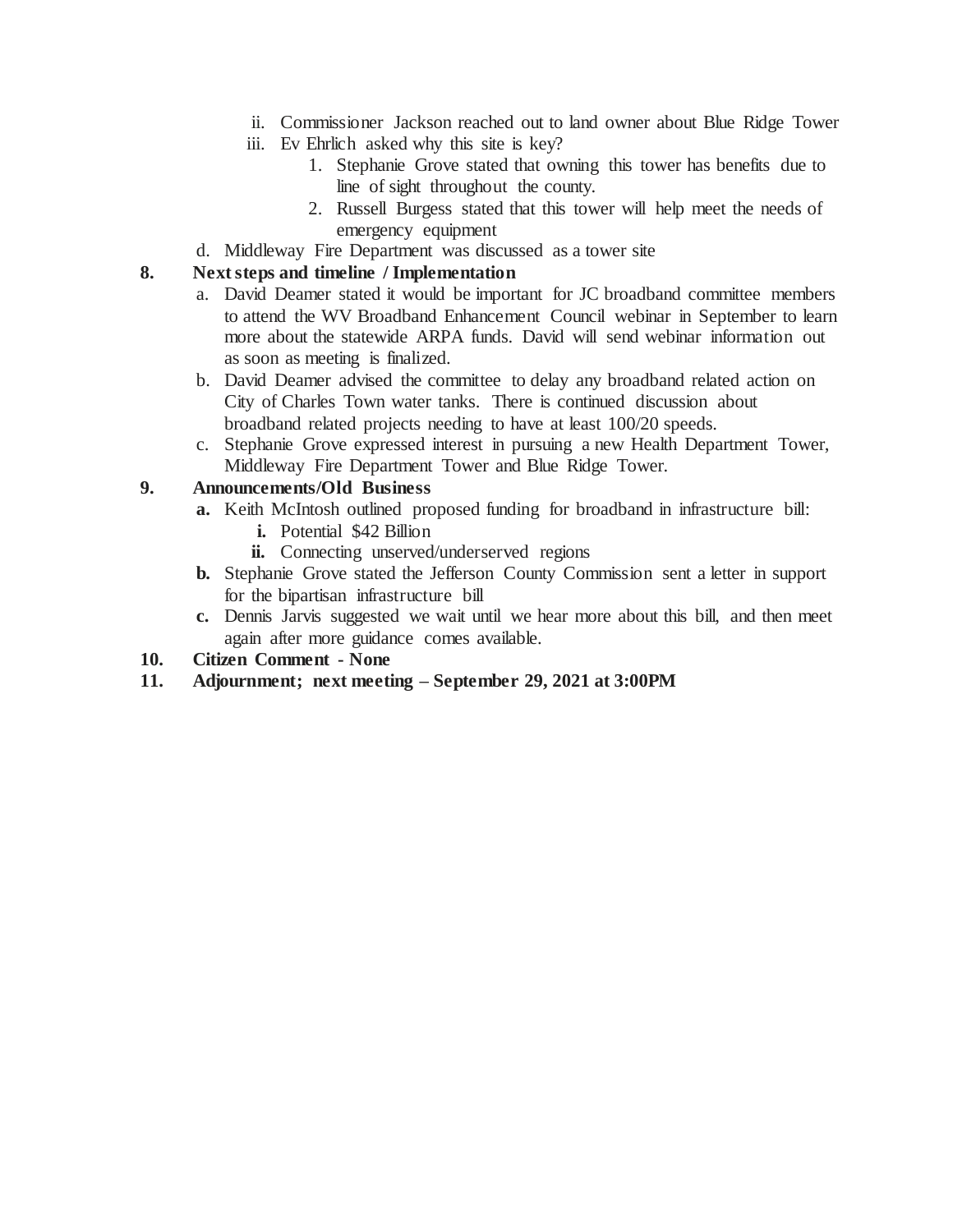ii. Commissioner Jackson reached out to land owner about Blue Ridge Tower
   iii. Ev Ehrlich asked why this site is key?
      1. Stephanie Grove stated that owning this tower has benefits due to line of sight throughout the county.
      2. Russell Burgess stated that this tower will help meet the needs of emergency equipment
   
   d. Middleway Fire Department was discussed as a tower site

**8. Next steps and timeline / Implementation**

   a. David Deamer stated it would be important for JC broadband committee members to attend the WV Broadband Enhancement Council webinar in September to learn more about the statewide ARPA funds. David will send webinar information out as soon as meeting is finalized.
   b. David Deamer advised the committee to delay any broadband related action on City of Charles Town water tanks. There is continued discussion about broadband related projects needing to have at least 100/20 speeds.
   c. Stephanie Grove expressed interest in pursuing a new Health Department Tower, Middleway Fire Department Tower and Blue Ridge Tower.

**9. Announcements/Old Business**

   **a.** Keith McIntosh outlined proposed funding for broadband in infrastructure bill:
      **i.** Potential $42 Billion
      **ii.** Connecting unserved/underserved regions
   
   **b.** Stephanie Grove stated the Jefferson County Commission sent a letter in support for the bipartisan infrastructure bill
   **c.** Dennis Jarvis suggested we wait until we hear more about this bill, and then meet again after more guidance comes available.

**10. Citizen Comment - None**

**11. Adjournment; next meeting – September 29, 2021 at 3:00PM**